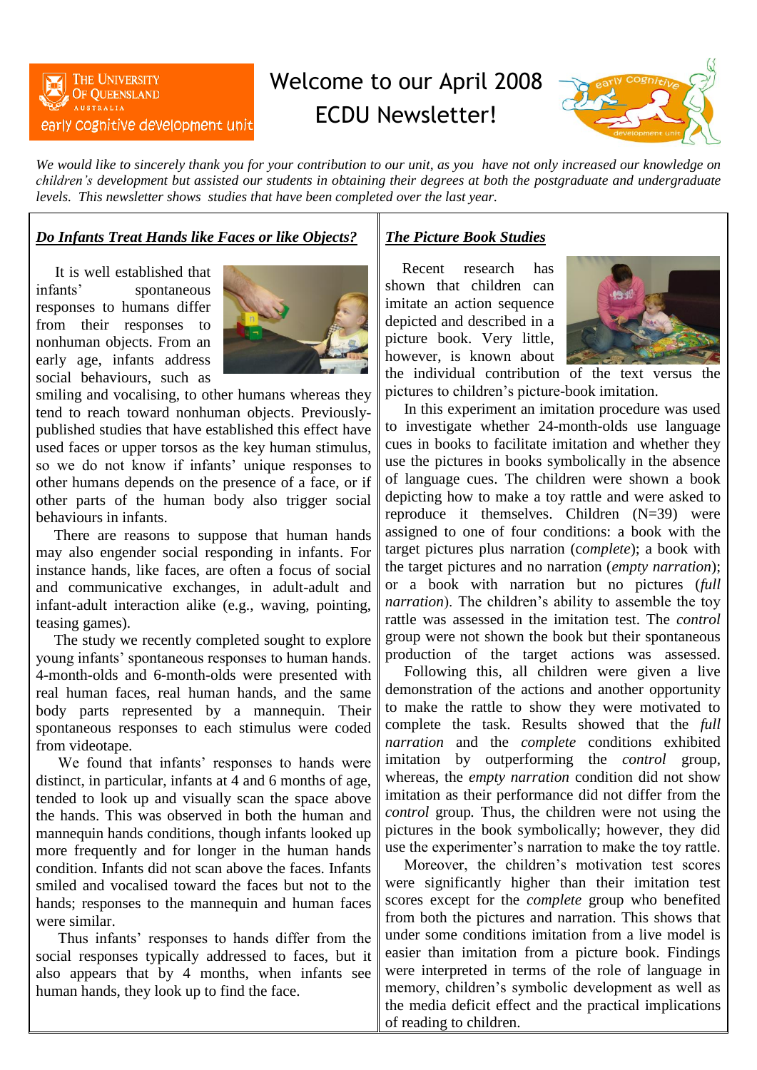# Welcome to our April 2008 ECDU Newsletter!

*We would like to sincerely thank you for your contribution to our unit, as you have not only increased our knowledge on children's development but assisted our students in obtaining their degrees at both the postgraduate and undergraduate levels. This newsletter shows studies that have been completed over the last year.*

## *Do Infants Treat Hands like Faces or like Objects?*

It is well established that infants' spontaneous responses to humans differ from their responses to nonhuman objects. From an early age, infants address social behaviours, such as smiling and vocalising, to other humans whereas they tend to reach toward nonhuman objects. Previously-published studies that have established this effect have used faces or upper torsos as the key human stimulus, so we do not know if infants' unique responses to other humans depends on the presence of a face, or if other parts of the human body also trigger social behaviours in infants.

There are reasons to suppose that human hands may also engender social responding in infants. For instance hands, like faces, are often a focus of social and communicative exchanges, in adult-adult and infant-adult interaction alike (e.g., waving, pointing, teasing games).

The study we recently completed sought to explore young infants' spontaneous responses to human hands. 4-month-olds and 6-month-olds were presented with real human faces, real human hands, and the same body parts represented by a mannequin. Their spontaneous responses to each stimulus were coded from videotape.

We found that infants' responses to hands were distinct, in particular, infants at 4 and 6 months of age, tended to look up and visually scan the space above the hands. This was observed in both the human and mannequin hands conditions, though infants looked up more frequently and for longer in the human hands condition. Infants did not scan above the faces. Infants smiled and vocalised toward the faces but not to the hands; responses to the mannequin and human faces were similar.

Thus infants' responses to hands differ from the social responses typically addressed to faces, but it also appears that by 4 months, when infants see human hands, they look up to find the face.

## *The Picture Book Studies*

Recent research has shown that children can imitate an action sequence depicted and described in a picture book. Very little, however, is known about the individual contribution of the text versus the pictures to children's picture-book imitation.

In this experiment an imitation procedure was used to investigate whether 24-month-olds use language cues in books to facilitate imitation and whether they use the pictures in books symbolically in the absence of language cues. The children were shown a book depicting how to make a toy rattle and were asked to reproduce it themselves. Children (N=39) were assigned to one of four conditions: a book with the target pictures plus narration (*complete*); a book with the target pictures and no narration (*empty narration*); or a book with narration but no pictures (*full narration*). The children's ability to assemble the toy rattle was assessed in the imitation test. The *control* group were not shown the book but their spontaneous production of the target actions was assessed.

Following this, all children were given a live demonstration of the actions and another opportunity to make the rattle to show they were motivated to complete the task. Results showed that the *full narration* and the *complete* conditions exhibited imitation by outperforming the *control* group, whereas, the *empty narration* condition did not show imitation as their performance did not differ from the *control* group. Thus, the children were not using the pictures in the book symbolically; however, they did use the experimenter's narration to make the toy rattle.

Moreover, the children's motivation test scores were significantly higher than their imitation test scores except for the *complete* group who benefited from both the pictures and narration. This shows that under some conditions imitation from a live model is easier than imitation from a picture book. Findings were interpreted in terms of the role of language in memory, children's symbolic development as well as the media deficit effect and the practical implications of reading to children.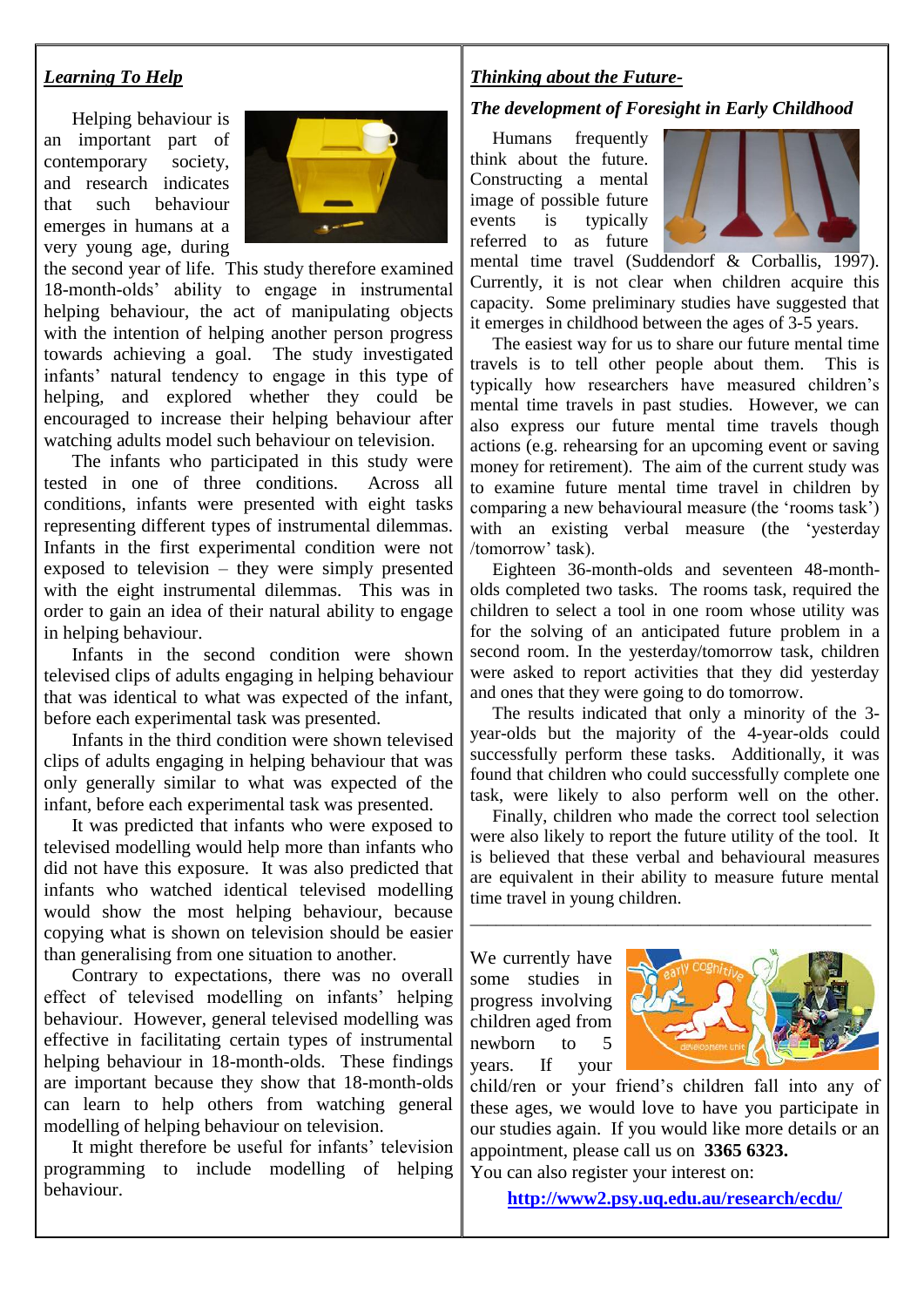## *Learning To Help*

Helping behaviour is an important part of contemporary society, and research indicates that such behaviour emerges in humans at a very young age, during the second year of life. This study therefore examined 18-month-olds' ability to engage in instrumental helping behaviour, the act of manipulating objects with the intention of helping another person progress towards achieving a goal. The study investigated infants' natural tendency to engage in this type of helping, and explored whether they could be encouraged to increase their helping behaviour after watching adults model such behaviour on television.

The infants who participated in this study were tested in one of three conditions. Across all conditions, infants were presented with eight tasks representing different types of instrumental dilemmas. Infants in the first experimental condition were not exposed to television – they were simply presented with the eight instrumental dilemmas. This was in order to gain an idea of their natural ability to engage in helping behaviour.

Infants in the second condition were shown televised clips of adults engaging in helping behaviour that was identical to what was expected of the infant, before each experimental task was presented.

Infants in the third condition were shown televised clips of adults engaging in helping behaviour that was only generally similar to what was expected of the infant, before each experimental task was presented.

It was predicted that infants who were exposed to televised modelling would help more than infants who did not have this exposure. It was also predicted that infants who watched identical televised modelling would show the most helping behaviour, because copying what is shown on television should be easier than generalising from one situation to another.

Contrary to expectations, there was no overall effect of televised modelling on infants' helping behaviour. However, general televised modelling was effective in facilitating certain types of instrumental helping behaviour in 18-month-olds. These findings are important because they show that 18-month-olds can learn to help others from watching general modelling of helping behaviour on television.

It might therefore be useful for infants' television programming to include modelling of helping behaviour.

## *Thinking about the Future-*

### *The development of Foresight in Early Childhood*

Humans frequently think about the future. Constructing a mental image of possible future events is typically referred to as future mental time travel (Suddendorf & Corballis, 1997). Currently, it is not clear when children acquire this capacity. Some preliminary studies have suggested that it emerges in childhood between the ages of 3-5 years.

The easiest way for us to share our future mental time travels is to tell other people about them. This is typically how researchers have measured children's mental time travels in past studies. However, we can also express our future mental time travels though actions (e.g. rehearsing for an upcoming event or saving money for retirement). The aim of the current study was to examine future mental time travel in children by comparing a new behavioural measure (the 'rooms task') with an existing verbal measure (the 'yesterday /tomorrow' task).

Eighteen 36-month-olds and seventeen 48-month-olds completed two tasks. The rooms task, required the children to select a tool in one room whose utility was for the solving of an anticipated future problem in a second room. In the yesterday/tomorrow task, children were asked to report activities that they did yesterday and ones that they were going to do tomorrow.

The results indicated that only a minority of the 3-year-olds but the majority of the 4-year-olds could successfully perform these tasks. Additionally, it was found that children who could successfully complete one task, were likely to also perform well on the other.

Finally, children who made the correct tool selection were likely to report the future utility of the tool. It is believed that these verbal and behavioural measures are equivalent in their ability to measure future mental time travel in young children.

---

We currently have some studies in progress involving children aged from newborn to 5 years. If your child/ren or your friend's children fall into any of these ages, we would love to have you participate in our studies again. If you would like more details or an appointment, please call us on **3365 6323.**

You can also register your interest on:

**http://www2.psy.uq.edu.au/research/ecdu/**